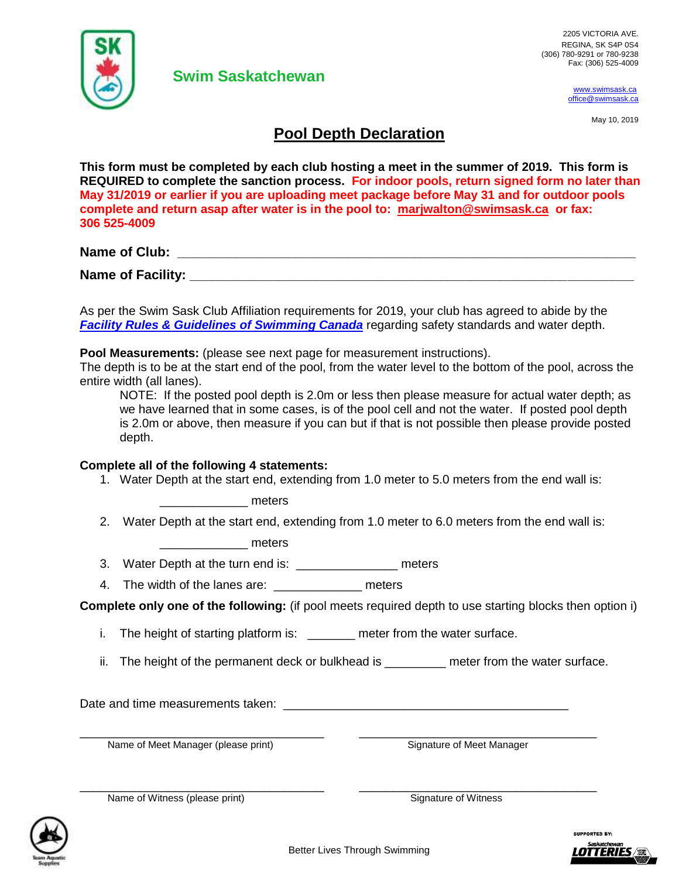**Swim Saskatchewan**

2205 VICTORIA AVE.
REGINA, SK S4P 0S4
(306) 780-9291 or 780-9238
Fax: (306) 525-4009

www.swimsask.ca
office@swimsask.ca

May 10, 2019

# Pool Depth Declaration

**This form must be completed by each club hosting a meet in the summer of 2019. This form is REQUIRED to complete the sanction process. For indoor pools, return signed form no later than May 31/2019 or earlier if you are uploading meet package before May 31 and for outdoor pools complete and return asap after water is in the pool to: marjwalton@swimsask.ca or fax: 306 525-4009**

**Name of Club:** ______________________________________________

**Name of Facility:** ______________________________________________

As per the Swim Sask Club Affiliation requirements for 2019, your club has agreed to abide by the ***Facility Rules & Guidelines of Swimming Canada*** regarding safety standards and water depth.

**Pool Measurements:** (please see next page for measurement instructions).
The depth is to be at the start end of the pool, from the water level to the bottom of the pool, across the entire width (all lanes).

> NOTE: If the posted pool depth is 2.0m or less then please measure for actual water depth; as we have learned that in some cases, is of the pool cell and not the water. If posted pool depth is 2.0m or above, then measure if you can but if that is not possible then please provide posted depth.

**Complete all of the following 4 statements:**

1. Water Depth at the start end, extending from 1.0 meter to 5.0 meters from the end wall is:

   _____________ meters

2. Water Depth at the start end, extending from 1.0 meter to 6.0 meters from the end wall is:

   _____________ meters

3. Water Depth at the turn end is: _______________ meters

4. The width of the lanes are: _____________ meters

**Complete only one of the following:** (if pool meets required depth to use starting blocks then option i)

i. The height of starting platform is: _______ meter from the water surface.

ii. The height of the permanent deck or bulkhead is _________ meter from the water surface.

Date and time measurements taken: ___________________________________________

| | |
|---|---|
| ____________________________________ | ____________________________________ |
| Name of Meet Manager (please print) | Signature of Meet Manager |
| ____________________________________ | ____________________________________ |
| Name of Witness (please print) | Signature of Witness |

Better Lives Through Swimming

SUPPORTED BY: Saskatchewan LOTTERIES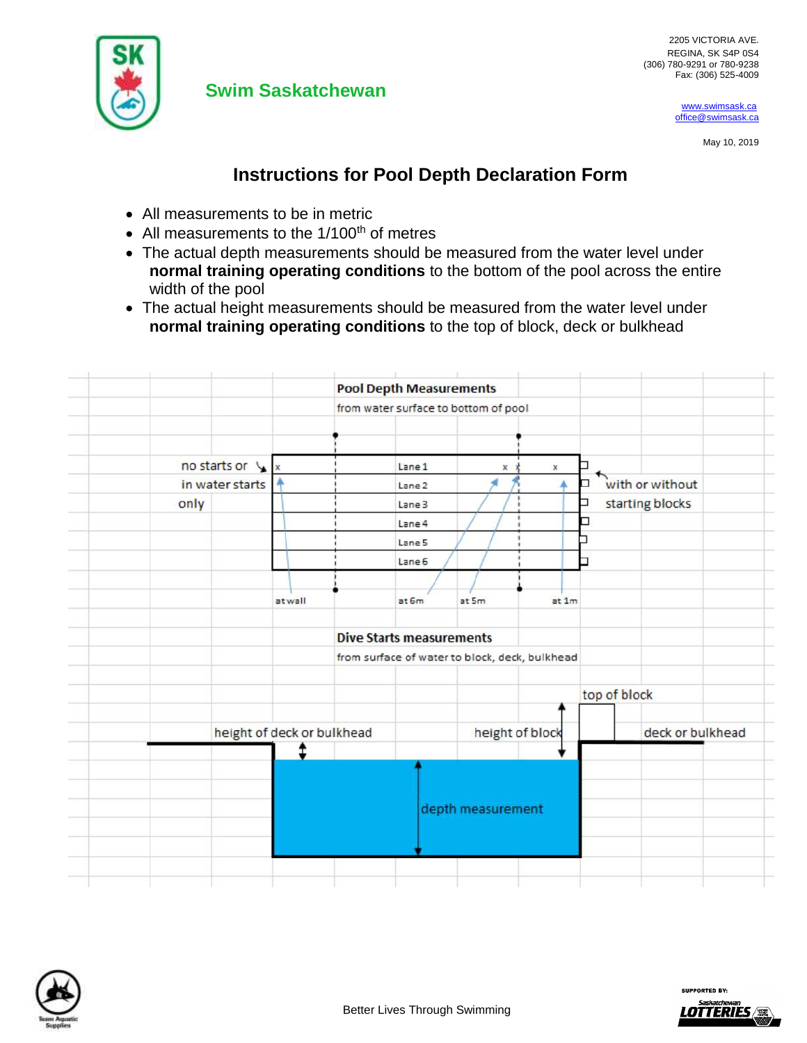Swim Saskatchewan

2205 VICTORIA AVE.
REGINA, SK S4P 0S4
(306) 780-9291 or 780-9238
Fax: (306) 525-4009

www.swimsask.ca
office@swimsask.ca

May 10, 2019

## Instructions for Pool Depth Declaration Form

- All measurements to be in metric
- All measurements to the 1/100th of metres
- The actual depth measurements should be measured from the water level under **normal training operating conditions** to the bottom of the pool across the entire width of the pool
- The actual height measurements should be measured from the water level under **normal training operating conditions** to the top of block, deck or bulkhead

**Pool Depth Measurements**

from water surface to bottom of pool

no starts or in water starts only

Lane 1
Lane 2
Lane 3
Lane 4
Lane 5
Lane 6

with or without starting blocks

at wall
at 6m
at 5m
at 1m

**Dive Starts measurements**

from surface of water to block, deck, bulkhead

top of block

height of deck or bulkhead

height of block

deck or bulkhead

depth measurement

Better Lives Through Swimming